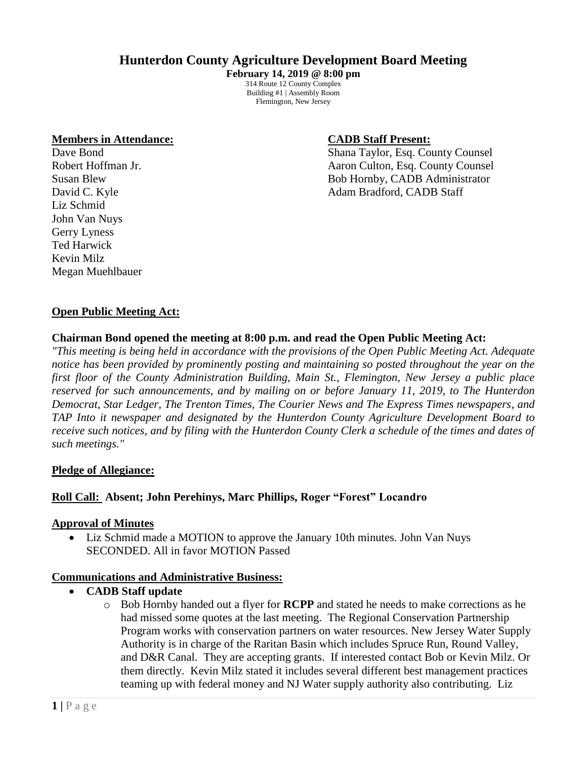# Hunterdon County Agriculture Development Board Meeting

**February 14, 2019 @ 8:00 pm**

314 Route 12 County Complex
Building #1 | Assembly Room
Flemington, New Jersey

**Members in Attendance:**

Dave Bond
Robert Hoffman Jr.
Susan Blew
David C. Kyle
Liz Schmid
John Van Nuys
Gerry Lyness
Ted Harwick
Kevin Milz
Megan Muehlbauer

**CADB Staff Present:**

Shana Taylor, Esq. County Counsel
Aaron Culton, Esq. County Counsel
Bob Hornby, CADB Administrator
Adam Bradford, CADB Staff

## Open Public Meeting Act:

**Chairman Bond opened the meeting at 8:00 p.m. and read the Open Public Meeting Act:**

*"This meeting is being held in accordance with the provisions of the Open Public Meeting Act. Adequate notice has been provided by prominently posting and maintaining so posted throughout the year on the first floor of the County Administration Building, Main St., Flemington, New Jersey a public place reserved for such announcements, and by mailing on or before January 11, 2019, to The Hunterdon Democrat, Star Ledger, The Trenton Times, The Courier News and The Express Times newspapers, and TAP Into it newspaper and designated by the Hunterdon County Agriculture Development Board to receive such notices, and by filing with the Hunterdon County Clerk a schedule of the times and dates of such meetings."*

## Pledge of Allegiance:

## Roll Call: Absent; John Perehinys, Marc Phillips, Roger "Forest" Locandro

## Approval of Minutes

- Liz Schmid made a MOTION to approve the January 10th minutes. John Van Nuys SECONDED. All in favor MOTION Passed

## Communications and Administrative Business:

- **CADB Staff update**
  - Bob Hornby handed out a flyer for **RCPP** and stated he needs to make corrections as he had missed some quotes at the last meeting. The Regional Conservation Partnership Program works with conservation partners on water resources. New Jersey Water Supply Authority is in charge of the Raritan Basin which includes Spruce Run, Round Valley, and D&R Canal. They are accepting grants. If interested contact Bob or Kevin Milz. Or them directly. Kevin Milz stated it includes several different best management practices teaming up with federal money and NJ Water supply authority also contributing. Liz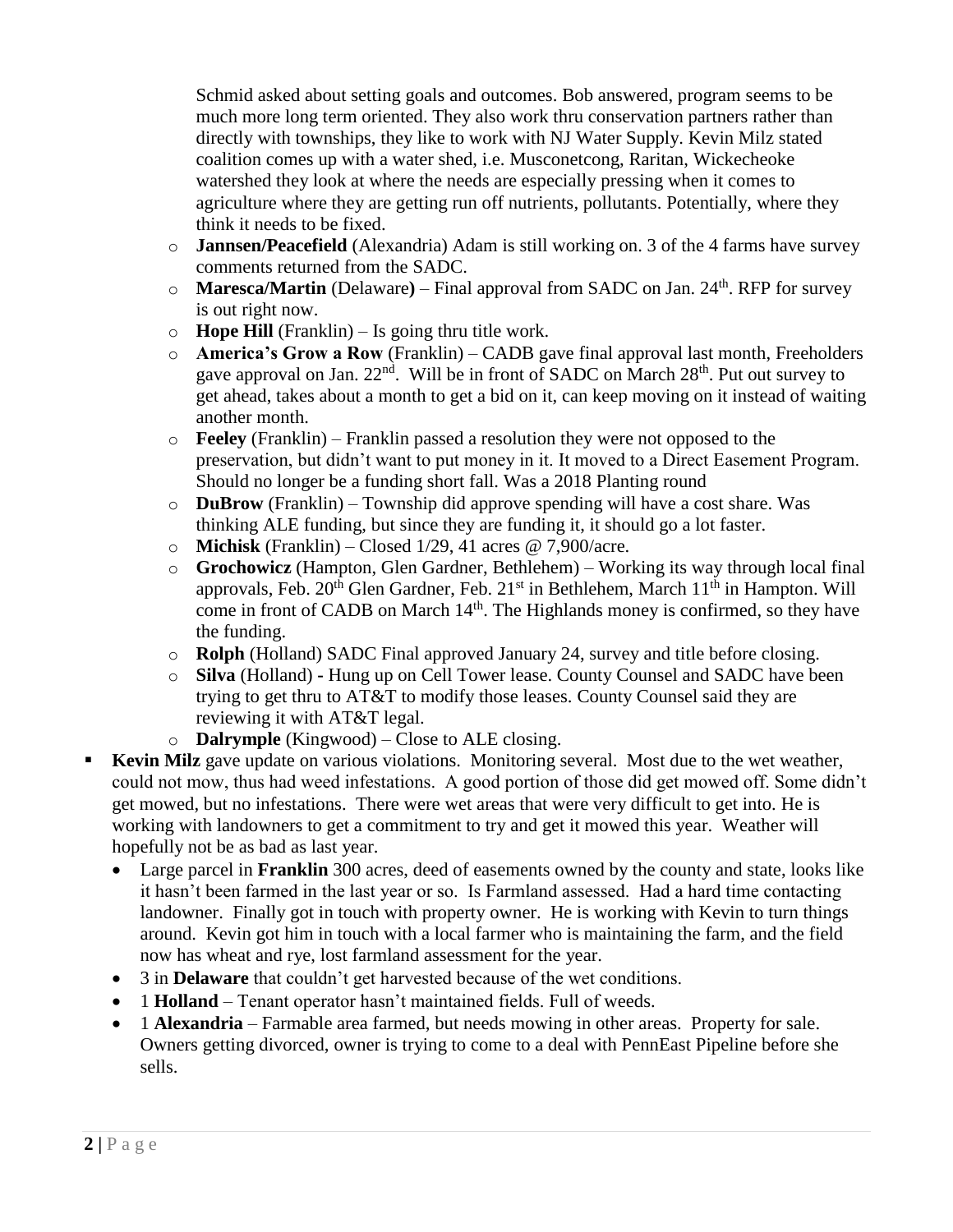Schmid asked about setting goals and outcomes. Bob answered, program seems to be much more long term oriented. They also work thru conservation partners rather than directly with townships, they like to work with NJ Water Supply. Kevin Milz stated coalition comes up with a water shed, i.e. Musconetcong, Raritan, Wickecheoke watershed they look at where the needs are especially pressing when it comes to agriculture where they are getting run off nutrients, pollutants. Potentially, where they think it needs to be fixed.

- **Jannsen/Peacefield** (Alexandria) Adam is still working on. 3 of the 4 farms have survey comments returned from the SADC.
- **Maresca/Martin** (Delaware**)** – Final approval from SADC on Jan. 24th. RFP for survey is out right now.
- **Hope Hill** (Franklin) – Is going thru title work.
- **America's Grow a Row** (Franklin) – CADB gave final approval last month, Freeholders gave approval on Jan. 22nd. Will be in front of SADC on March 28th. Put out survey to get ahead, takes about a month to get a bid on it, can keep moving on it instead of waiting another month.
- **Feeley** (Franklin) – Franklin passed a resolution they were not opposed to the preservation, but didn't want to put money in it. It moved to a Direct Easement Program. Should no longer be a funding short fall. Was a 2018 Planting round
- **DuBrow** (Franklin) – Township did approve spending will have a cost share. Was thinking ALE funding, but since they are funding it, it should go a lot faster.
- **Michisk** (Franklin) – Closed 1/29, 41 acres @ 7,900/acre.
- **Grochowicz** (Hampton, Glen Gardner, Bethlehem) – Working its way through local final approvals, Feb. 20th Glen Gardner, Feb. 21st in Bethlehem, March 11th in Hampton. Will come in front of CADB on March 14th. The Highlands money is confirmed, so they have the funding.
- **Rolph** (Holland) SADC Final approved January 24, survey and title before closing.
- **Silva** (Holland) **-** Hung up on Cell Tower lease. County Counsel and SADC have been trying to get thru to AT&T to modify those leases. County Counsel said they are reviewing it with AT&T legal.
- **Dalrymple** (Kingwood) – Close to ALE closing.

- **Kevin Milz** gave update on various violations. Monitoring several. Most due to the wet weather, could not mow, thus had weed infestations. A good portion of those did get mowed off. Some didn't get mowed, but no infestations. There were wet areas that were very difficult to get into. He is working with landowners to get a commitment to try and get it mowed this year. Weather will hopefully not be as bad as last year.
  - Large parcel in **Franklin** 300 acres, deed of easements owned by the county and state, looks like it hasn't been farmed in the last year or so. Is Farmland assessed. Had a hard time contacting landowner. Finally got in touch with property owner. He is working with Kevin to turn things around. Kevin got him in touch with a local farmer who is maintaining the farm, and the field now has wheat and rye, lost farmland assessment for the year.
  - 3 in **Delaware** that couldn't get harvested because of the wet conditions.
  - 1 **Holland** – Tenant operator hasn't maintained fields. Full of weeds.
  - 1 **Alexandria** – Farmable area farmed, but needs mowing in other areas. Property for sale. Owners getting divorced, owner is trying to come to a deal with PennEast Pipeline before she sells.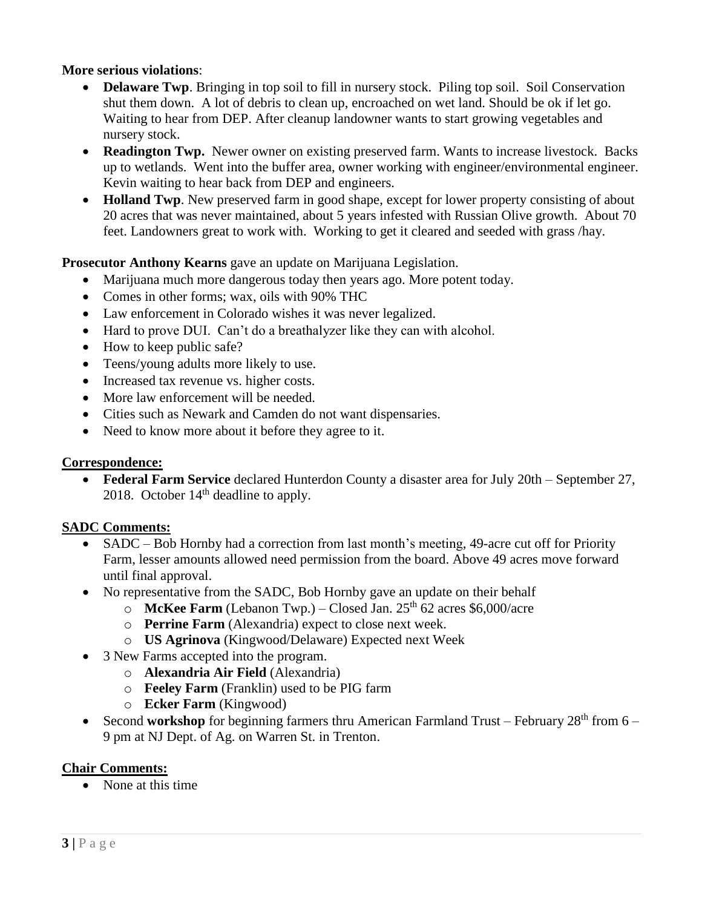**More serious violations**:

- **Delaware Twp**. Bringing in top soil to fill in nursery stock. Piling top soil. Soil Conservation shut them down. A lot of debris to clean up, encroached on wet land. Should be ok if let go. Waiting to hear from DEP. After cleanup landowner wants to start growing vegetables and nursery stock.
- **Readington Twp.** Newer owner on existing preserved farm. Wants to increase livestock. Backs up to wetlands. Went into the buffer area, owner working with engineer/environmental engineer. Kevin waiting to hear back from DEP and engineers.
- **Holland Twp**. New preserved farm in good shape, except for lower property consisting of about 20 acres that was never maintained, about 5 years infested with Russian Olive growth. About 70 feet. Landowners great to work with. Working to get it cleared and seeded with grass /hay.

**Prosecutor Anthony Kearns** gave an update on Marijuana Legislation.

- Marijuana much more dangerous today then years ago. More potent today.
- Comes in other forms; wax, oils with 90% THC
- Law enforcement in Colorado wishes it was never legalized.
- Hard to prove DUI. Can't do a breathalyzer like they can with alcohol.
- How to keep public safe?
- Teens/young adults more likely to use.
- Increased tax revenue vs. higher costs.
- More law enforcement will be needed.
- Cities such as Newark and Camden do not want dispensaries.
- Need to know more about it before they agree to it.

**Correspondence:**

- **Federal Farm Service** declared Hunterdon County a disaster area for July 20th – September 27, 2018. October 14th deadline to apply.

**SADC Comments:**

- SADC – Bob Hornby had a correction from last month's meeting, 49-acre cut off for Priority Farm, lesser amounts allowed need permission from the board. Above 49 acres move forward until final approval.
- No representative from the SADC, Bob Hornby gave an update on their behalf
  - **McKee Farm** (Lebanon Twp.) – Closed Jan. 25th 62 acres $6,000/acre
  - **Perrine Farm** (Alexandria) expect to close next week.
  - **US Agrinova** (Kingwood/Delaware) Expected next Week
- 3 New Farms accepted into the program.
  - **Alexandria Air Field** (Alexandria)
  - **Feeley Farm** (Franklin) used to be PIG farm
  - **Ecker Farm** (Kingwood)
- Second **workshop** for beginning farmers thru American Farmland Trust – February 28th from 6 – 9 pm at NJ Dept. of Ag. on Warren St. in Trenton.

**Chair Comments:**

- None at this time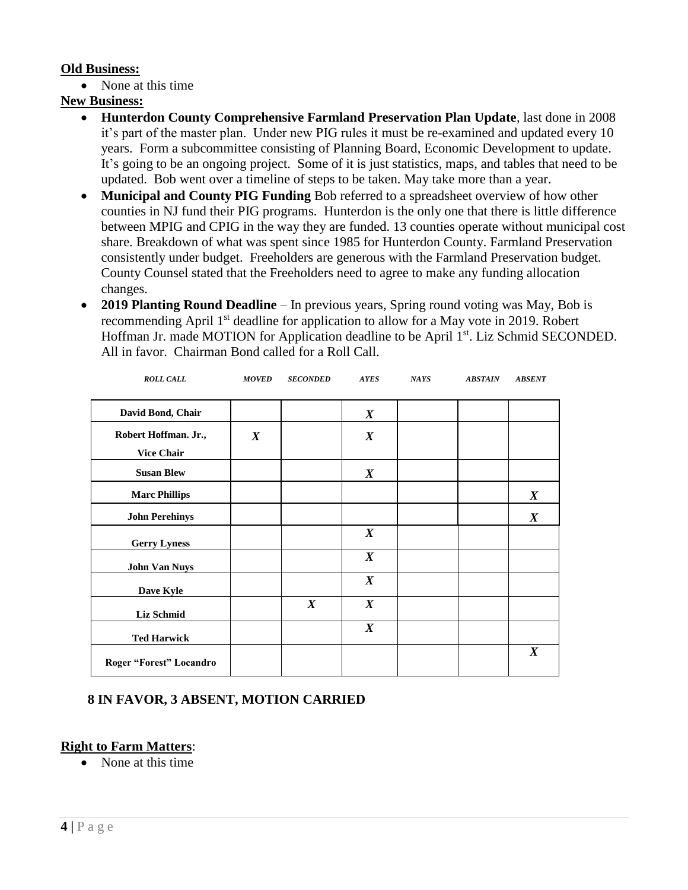**Old Business:**

- None at this time

**New Business:**

- **Hunterdon County Comprehensive Farmland Preservation Plan Update**, last done in 2008 it's part of the master plan. Under new PIG rules it must be re-examined and updated every 10 years. Form a subcommittee consisting of Planning Board, Economic Development to update. It's going to be an ongoing project. Some of it is just statistics, maps, and tables that need to be updated. Bob went over a timeline of steps to be taken. May take more than a year.
- **Municipal and County PIG Funding** Bob referred to a spreadsheet overview of how other counties in NJ fund their PIG programs. Hunterdon is the only one that there is little difference between MPIG and CPIG in the way they are funded. 13 counties operate without municipal cost share. Breakdown of what was spent since 1985 for Hunterdon County. Farmland Preservation consistently under budget. Freeholders are generous with the Farmland Preservation budget. County Counsel stated that the Freeholders need to agree to make any funding allocation changes.
- **2019 Planting Round Deadline** – In previous years, Spring round voting was May, Bob is recommending April 1st deadline for application to allow for a May vote in 2019. Robert Hoffman Jr. made MOTION for Application deadline to be April 1st. Liz Schmid SECONDED. All in favor. Chairman Bond called for a Roll Call.

| *ROLL CALL* | *MOVED* | *SECONDED* | *AYES* | *NAYS* | *ABSTAIN* | *ABSENT* |
|---|---|---|---|---|---|---|
| **David Bond, Chair** | | | ***X*** | | | |
| **Robert Hoffman. Jr., Vice Chair** | ***X*** | | ***X*** | | | |
| **Susan Blew** | | | ***X*** | | | |
| **Marc Phillips** | | | | | | ***X*** |
| **John Perehinys** | | | | | | ***X*** |
| **Gerry Lyness** | | | ***X*** | | | |
| **John Van Nuys** | | | ***X*** | | | |
| **Dave Kyle** | | | ***X*** | | | |
| **Liz Schmid** | | ***X*** | ***X*** | | | |
| **Ted Harwick** | | | ***X*** | | | |
| **Roger "Forest" Locandro** | | | | | | ***X*** |

**8 IN FAVOR, 3 ABSENT, MOTION CARRIED**

**Right to Farm Matters**:

- None at this time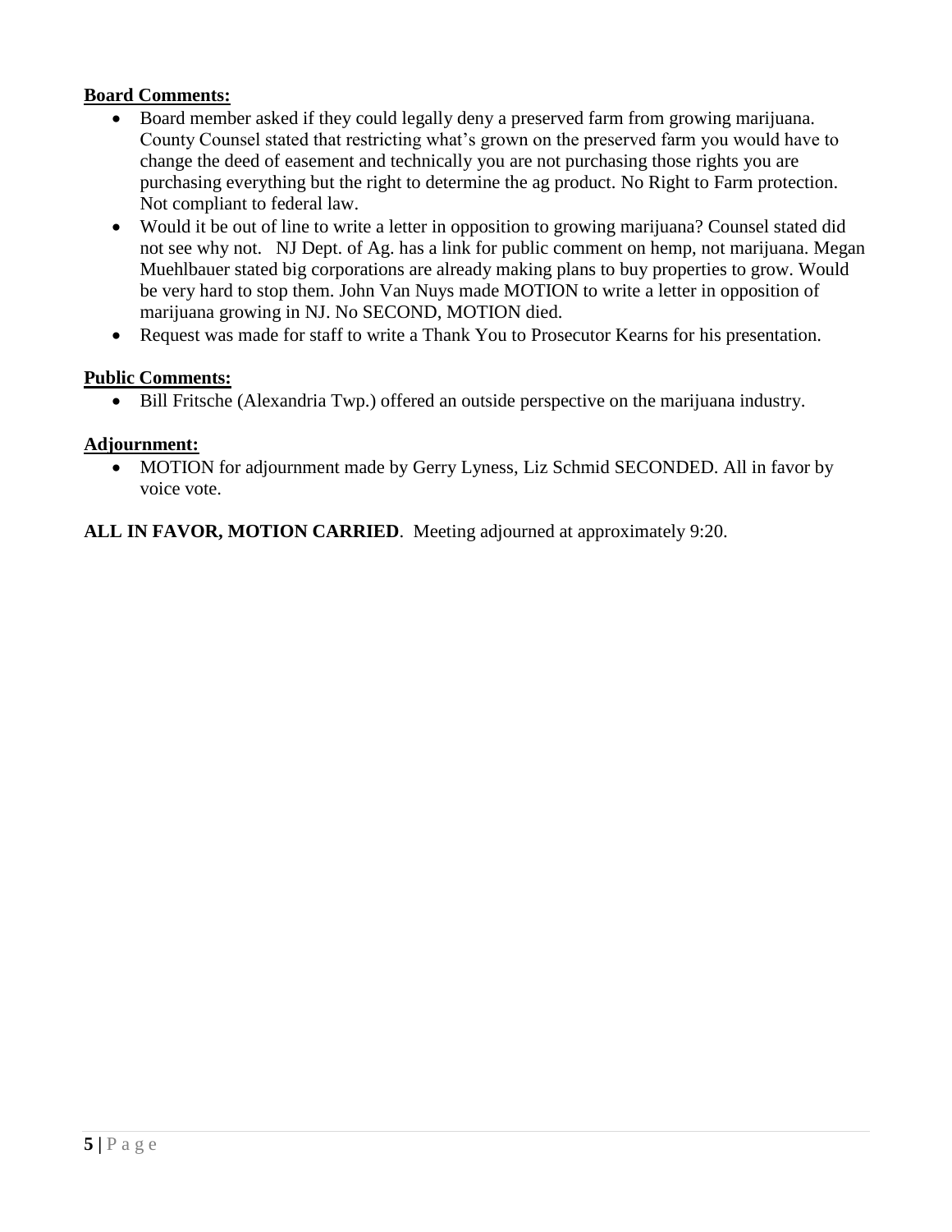**Board Comments:**

- Board member asked if they could legally deny a preserved farm from growing marijuana. County Counsel stated that restricting what's grown on the preserved farm you would have to change the deed of easement and technically you are not purchasing those rights you are purchasing everything but the right to determine the ag product. No Right to Farm protection. Not compliant to federal law.
- Would it be out of line to write a letter in opposition to growing marijuana? Counsel stated did not see why not. NJ Dept. of Ag. has a link for public comment on hemp, not marijuana. Megan Muehlbauer stated big corporations are already making plans to buy properties to grow. Would be very hard to stop them. John Van Nuys made MOTION to write a letter in opposition of marijuana growing in NJ. No SECOND, MOTION died.
- Request was made for staff to write a Thank You to Prosecutor Kearns for his presentation.

**Public Comments:**

- Bill Fritsche (Alexandria Twp.) offered an outside perspective on the marijuana industry.

**Adjournment:**

- MOTION for adjournment made by Gerry Lyness, Liz Schmid SECONDED. All in favor by voice vote.

**ALL IN FAVOR, MOTION CARRIED**. Meeting adjourned at approximately 9:20.